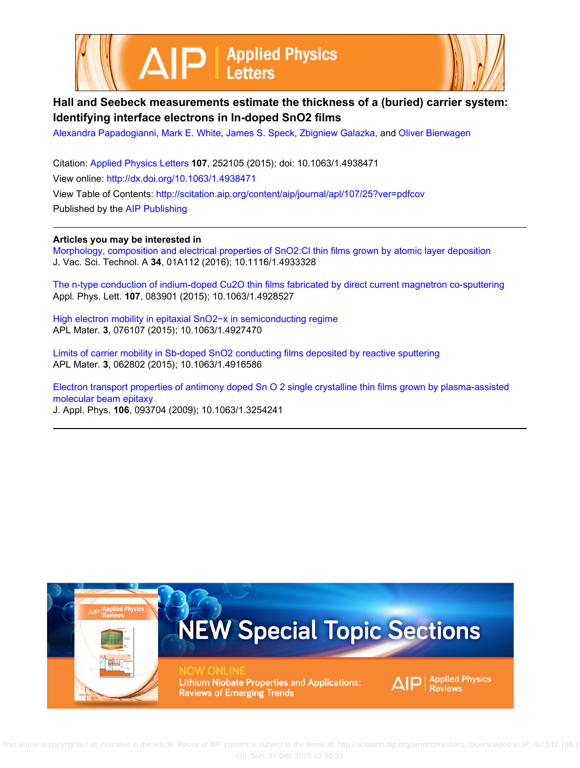# Hall and Seebeck measurements estimate the thickness of a (buried) carrier system: Identifying interface electrons in In-doped SnO2 films

Alexandra Papadogianni, Mark E. White, James S. Speck, Zbigniew Galazka, and Oliver Bierwagen

Citation: Applied Physics Letters **107**, 252105 (2015); doi: 10.1063/1.4938471
View online: http://dx.doi.org/10.1063/1.4938471
View Table of Contents: http://scitation.aip.org/content/aip/journal/apl/107/25?ver=pdfcov
Published by the AIP Publishing

**Articles you may be interested in**

Morphology, composition and electrical properties of SnO2:Cl thin films grown by atomic layer deposition
J. Vac. Sci. Technol. A **34**, 01A112 (2016); 10.1116/1.4933328

The n-type conduction of indium-doped Cu2O thin films fabricated by direct current magnetron co-sputtering
Appl. Phys. Lett. **107**, 083901 (2015); 10.1063/1.4928527

High electron mobility in epitaxial SnO2−x in semiconducting regime
APL Mater. **3**, 076107 (2015); 10.1063/1.4927470

Limits of carrier mobility in Sb-doped SnO2 conducting films deposited by reactive sputtering
APL Mater. **3**, 062802 (2015); 10.1063/1.4916586

Electron transport properties of antimony doped Sn O 2 single crystalline thin films grown by plasma-assisted molecular beam epitaxy
J. Appl. Phys. **106**, 093704 (2009); 10.1063/1.3254241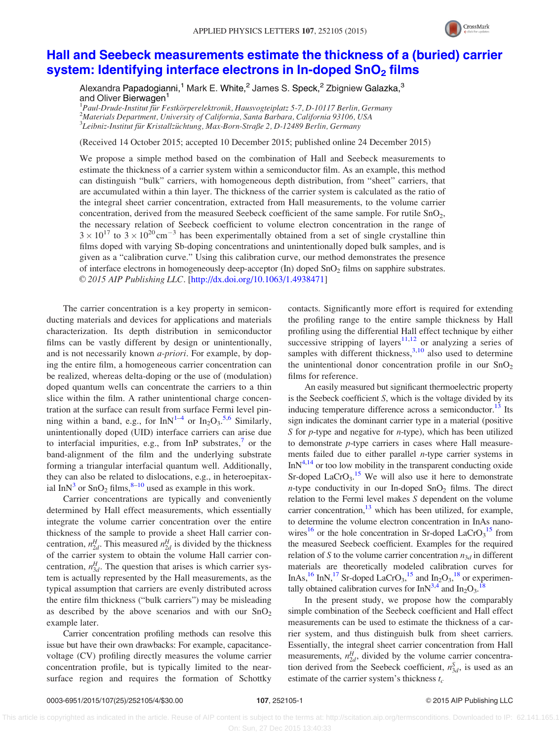# Hall and Seebeck measurements estimate the thickness of a (buried) carrier system: Identifying interface electrons in In-doped $SnO_2$ films

Alexandra Papadogianni,[1] Mark E. White,[2] James S. Speck,[2] Zbigniew Galazka,[3] and Oliver Bierwagen[1]

[1]*Paul-Drude-Institut für Festkörperelektronik, Hausvogteiplatz 5-7, D-10117 Berlin, Germany*
[2]*Materials Department, University of California, Santa Barbara, California 93106, USA*
[3]*Leibniz-Institut für Kristallzüchtung, Max-Born-Straße 2, D-12489 Berlin, Germany*

(Received 14 October 2015; accepted 10 December 2015; published online 24 December 2015)

We propose a simple method based on the combination of Hall and Seebeck measurements to estimate the thickness of a carrier system within a semiconductor film. As an example, this method can distinguish "bulk" carriers, with homogeneous depth distribution, from "sheet" carriers, that are accumulated within a thin layer. The thickness of the carrier system is calculated as the ratio of the integral sheet carrier concentration, extracted from Hall measurements, to the volume carrier concentration, derived from the measured Seebeck coefficient of the same sample. For rutile $SnO_2$, the necessary relation of Seebeck coefficient to volume electron concentration in the range of $3 \times 10^{17}$ to $3 \times 10^{20}\,\mathrm{cm}^{-3}$ has been experimentally obtained from a set of single crystalline thin films doped with varying Sb-doping concentrations and unintentionally doped bulk samples, and is given as a "calibration curve." Using this calibration curve, our method demonstrates the presence of interface electrons in homogeneously deep-acceptor (In) doped $SnO_2$ films on sapphire substrates. © *2015 AIP Publishing LLC*. [http://dx.doi.org/10.1063/1.4938471]

The carrier concentration is a key property in semiconducting materials and devices for applications and materials characterization. Its depth distribution in semiconductor films can be vastly different by design or unintentionally, and is not necessarily known *a-priori*. For example, by doping the entire film, a homogeneous carrier concentration can be realized, whereas delta-doping or the use of (modulation) doped quantum wells can concentrate the carriers to a thin slice within the film. A rather unintentional charge concentration at the surface can result from surface Fermi level pinning within a band, e.g., for InN[1–4] or $In_2O_3$.[5,6] Similarly, unintentionally doped (UID) interface carriers can arise due to interfacial impurities, e.g., from InP substrates,[7] or the band-alignment of the film and the underlying substrate forming a triangular interfacial quantum well. Additionally, they can also be related to dislocations, e.g., in heteroepitaxial InN[3] or $SnO_2$ films,[8–10] used as example in this work.

Carrier concentrations are typically and conveniently determined by Hall effect measurements, which essentially integrate the volume carrier concentration over the entire thickness of the sample to provide a sheet Hall carrier concentration, $n^H_{2d}$. This measured $n^H_{2d}$ is divided by the thickness of the carrier system to obtain the volume Hall carrier concentration, $n^H_{3d}$. The question that arises is which carrier system is actually represented by the Hall measurements, as the typical assumption that carriers are evenly distributed across the entire film thickness ("bulk carriers") may be misleading as described by the above scenarios and with our $SnO_2$ example later.

Carrier concentration profiling methods can resolve this issue but have their own drawbacks: For example, capacitance-voltage (CV) profiling directly measures the volume carrier concentration profile, but is typically limited to the near-surface region and requires the formation of Schottky contacts. Significantly more effort is required for extending the profiling range to the entire sample thickness by Hall profiling using the differential Hall effect technique by either successive stripping of layers[11,12] or analyzing a series of samples with different thickness,[3,10] also used to determine the unintentional donor concentration profile in our $SnO_2$ films for reference.

An easily measured but significant thermoelectric property is the Seebeck coefficient $S$, which is the voltage divided by its inducing temperature difference across a semiconductor.[13] Its sign indicates the dominant carrier type in a material (positive $S$ for $p$-type and negative for $n$-type), which has been utilized to demonstrate $p$-type carriers in cases where Hall measurements failed due to either parallel $n$-type carrier systems in InN[4,14] or too low mobility in the transparent conducting oxide Sr-doped $LaCrO_3$.[15] We will also use it here to demonstrate $n$-type conductivity in our In-doped $SnO_2$ films. The direct relation to the Fermi level makes $S$ dependent on the volume carrier concentration,[13] which has been utilized, for example, to determine the volume electron concentration in InAs nanowires[16] or the hole concentration in Sr-doped $LaCrO_3$[15] from the measured Seebeck coefficient. Examples for the required relation of $S$ to the volume carrier concentration $n_{3d}$ in different materials are theoretically modeled calibration curves for InAs,[16] InN,[17] Sr-doped $LaCrO_3$,[15] and $In_2O_3$,[18] or experimentally obtained calibration curves for InN[3,4] and $In_2O_3$.[18]

In the present study, we propose how the comparably simple combination of the Seebeck coefficient and Hall effect measurements can be used to estimate the thickness of a carrier system, and thus distinguish bulk from sheet carriers. Essentially, the integral sheet carrier concentration from Hall measurements, $n^H_{2d}$, divided by the volume carrier concentration derived from the Seebeck coefficient, $n^S_{3d}$, is used as an estimate of the carrier system's thickness $t_c$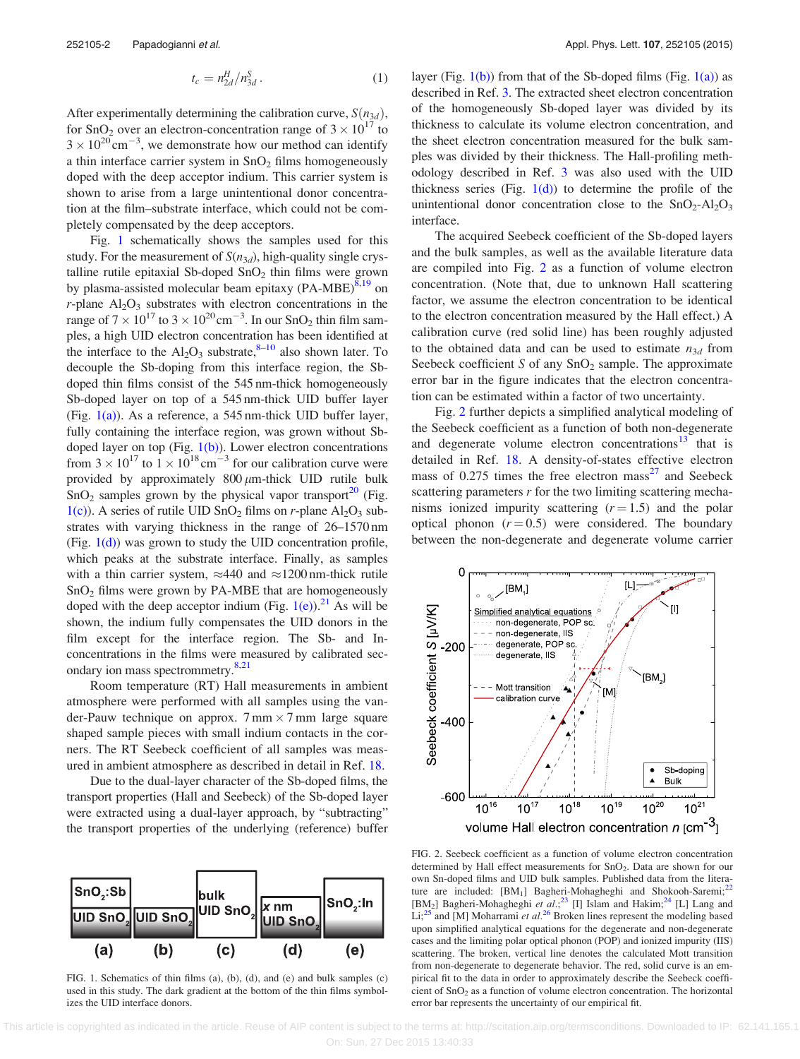$$t_c = n_{2d}^H / n_{3d}^S \, . \tag{1}$$

After experimentally determining the calibration curve, $S(n_{3d})$, for $SnO_2$ over an electron-concentration range of $3 \times 10^{17}$ to $3 \times 10^{20}\,\text{cm}^{-3}$, we demonstrate how our method can identify a thin interface carrier system in $SnO_2$ films homogeneously doped with the deep acceptor indium. This carrier system is shown to arise from a large unintentional donor concentration at the film–substrate interface, which could not be completely compensated by the deep acceptors.

Fig. 1 schematically shows the samples used for this study. For the measurement of $S(n_{3d})$, high-quality single crystalline rutile epitaxial Sb-doped $SnO_2$ thin films were grown by plasma-assisted molecular beam epitaxy (PA-MBE)[8,19] on $r$-plane $Al_2O_3$ substrates with electron concentrations in the range of $7 \times 10^{17}$ to $3 \times 10^{20}\,\text{cm}^{-3}$. In our $SnO_2$ thin film samples, a high UID electron concentration has been identified at the interface to the $Al_2O_3$ substrate,[8–10] also shown later. To decouple the Sb-doping from this interface region, the Sb-doped thin films consist of the 545 nm-thick homogeneously Sb-doped layer on top of a 545 nm-thick UID buffer layer (Fig. 1(a)). As a reference, a 545 nm-thick UID buffer layer, fully containing the interface region, was grown without Sb-doped layer on top (Fig. 1(b)). Lower electron concentrations from $3 \times 10^{17}$ to $1 \times 10^{18}\,\text{cm}^{-3}$ for our calibration curve were provided by approximately 800 $\mu$m-thick UID rutile bulk $SnO_2$ samples grown by the physical vapor transport[20] (Fig. 1(c)). A series of rutile UID $SnO_2$ films on $r$-plane $Al_2O_3$ substrates with varying thickness in the range of 26–1570 nm (Fig. 1(d)) was grown to study the UID concentration profile, which peaks at the substrate interface. Finally, as samples with a thin carrier system, ≈440 and ≈1200 nm-thick rutile $SnO_2$ films were grown by PA-MBE that are homogeneously doped with the deep acceptor indium (Fig. 1(e)).[21] As will be shown, the indium fully compensates the UID donors in the film except for the interface region. The Sb- and In-concentrations in the films were measured by calibrated secondary ion mass spectrommetry.[8,21]

Room temperature (RT) Hall measurements in ambient atmosphere were performed with all samples using the van-der-Pauw technique on approx. 7 mm × 7 mm large square shaped sample pieces with small indium contacts in the corners. The RT Seebeck coefficient of all samples was measured in ambient atmosphere as described in detail in Ref. 18.

Due to the dual-layer character of the Sb-doped films, the transport properties (Hall and Seebeck) of the Sb-doped layer were extracted using a dual-layer approach, by "subtracting" the transport properties of the underlying (reference) buffer layer (Fig. 1(b)) from that of the Sb-doped films (Fig. 1(a)) as described in Ref. 3. The extracted sheet electron concentration of the homogeneously Sb-doped layer was divided by its thickness to calculate its volume electron concentration, and the sheet electron concentration measured for the bulk samples was divided by their thickness. The Hall-profiling methodology described in Ref. 3 was also used with the UID thickness series (Fig. 1(d)) to determine the profile of the unintentional donor concentration close to the $SnO_2$-$Al_2O_3$ interface.

The acquired Seebeck coefficient of the Sb-doped layers and the bulk samples, as well as the available literature data are compiled into Fig. 2 as a function of volume electron concentration. (Note that, due to unknown Hall scattering factor, we assume the electron concentration to be identical to the electron concentration measured by the Hall effect.) A calibration curve (red solid line) has been roughly adjusted to the obtained data and can be used to estimate $n_{3d}$ from Seebeck coefficient $S$ of any $SnO_2$ sample. The approximate error bar in the figure indicates that the electron concentration can be estimated within a factor of two uncertainty.

Fig. 2 further depicts a simplified analytical modeling of the Seebeck coefficient as a function of both non-degenerate and degenerate volume electron concentrations[13] that is detailed in Ref. 18. A density-of-states effective electron mass of 0.275 times the free electron mass[27] and Seebeck scattering parameters $r$ for the two limiting scattering mechanisms ionized impurity scattering ($r = 1.5$) and the polar optical phonon ($r = 0.5$) were considered. The boundary between the non-degenerate and degenerate volume carrier

FIG. 1. Schematics of thin films (a), (b), (d), and (e) and bulk samples (c) used in this study. The dark gradient at the bottom of the thin films symbolizes the UID interface donors.

FIG. 2. Seebeck coefficient as a function of volume electron concentration determined by Hall effect measurements for $SnO_2$. Data are shown for our own Sn-doped films and UID bulk samples. Published data from the literature are included: [BM$_1$] Bagheri-Mohagheghi and Shokooh-Saremi;[22] [BM$_2$] Bagheri-Mohagheghi *et al.*;[23] [I] Islam and Hakim;[24] [L] Lang and Li;[25] and [M] Moharrami *et al.*[26] Broken lines represent the modeling based upon simplified analytical equations for the degenerate and non-degenerate cases and the limiting polar optical phonon (POP) and ionized impurity (IIS) scattering. The broken, vertical line denotes the calculated Mott transition from non-degenerate to degenerate behavior. The red, solid curve is an empirical fit to the data in order to approximately describe the Seebeck coefficient of $SnO_2$ as a function of volume electron concentration. The horizontal error bar represents the uncertainty of our empirical fit.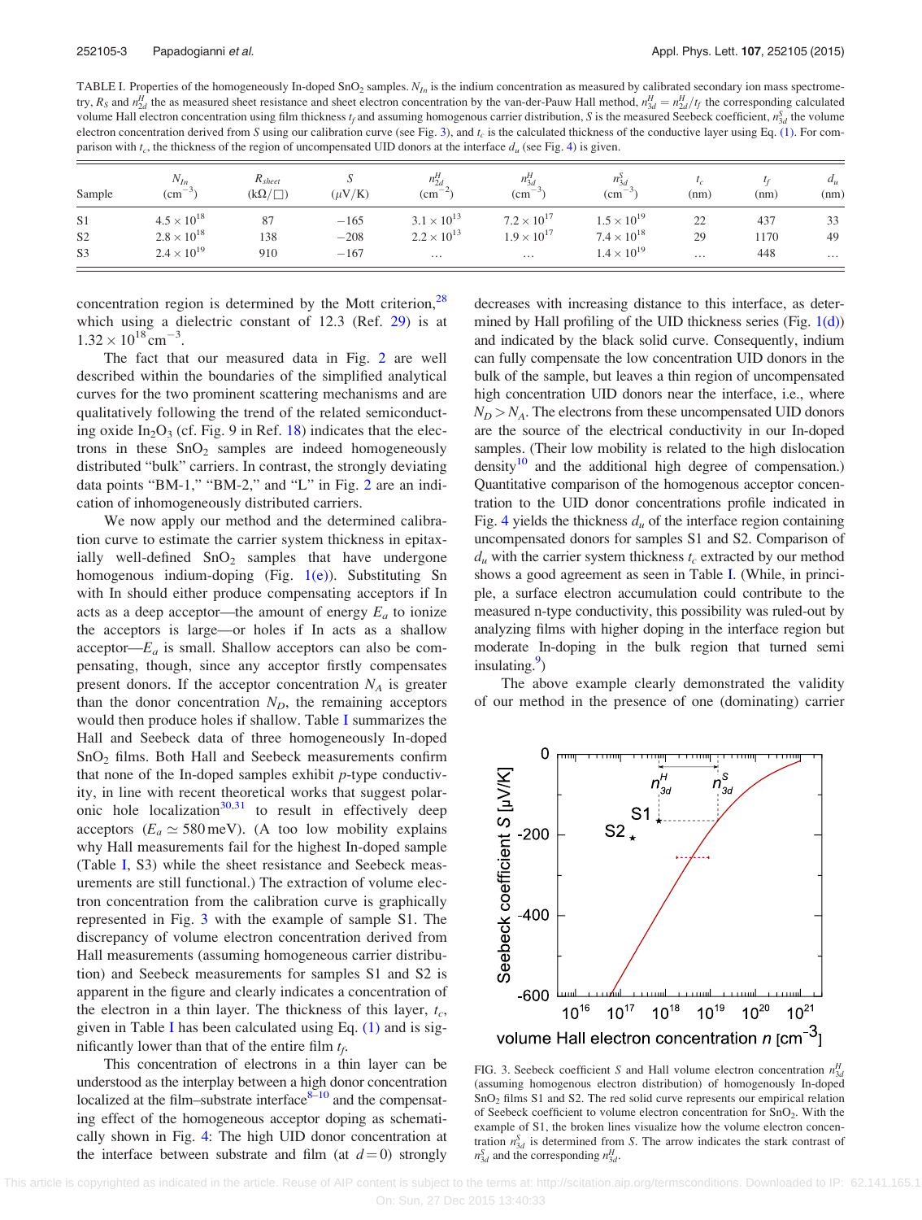TABLE I. Properties of the homogeneously In-doped $SnO_2$ samples. $N_{In}$ is the indium concentration as measured by calibrated secondary ion mass spectrometry, $R_S$ and $n^H_{2d}$ the as measured sheet resistance and sheet electron concentration by the van-der-Pauw Hall method, $n^H_{3d} = n^H_{2d}/t_f$ the corresponding calculated volume Hall electron concentration using film thickness $t_f$ and assuming homogenous carrier distribution, $S$ is the measured Seebeck coefficient, $n^S_{3d}$ the volume electron concentration derived from $S$ using our calibration curve (see Fig. 3), and $t_c$ is the calculated thickness of the conductive layer using Eq. (1). For comparison with $t_c$, the thickness of the region of uncompensated UID donors at the interface $d_u$ (see Fig. 4) is given.

| Sample | $N_{In}$ ($cm^{-3}$) | $R_{sheet}$ ($k\Omega/\square$) | $S$ ($\mu V/K$) | $n^H_{2d}$ ($cm^{-2}$) | $n^H_{3d}$ ($cm^{-3}$) | $n^S_{3d}$ ($cm^{-3}$) | $t_c$ (nm) | $t_f$ (nm) | $d_u$ (nm) |
|---|---|---|---|---|---|---|---|---|---|
| S1 | $4.5 \times 10^{18}$ | 87 | −165 | $3.1 \times 10^{13}$ | $7.2 \times 10^{17}$ | $1.5 \times 10^{19}$ | 22 | 437 | 33 |
| S2 | $2.8 \times 10^{18}$ | 138 | −208 | $2.2 \times 10^{13}$ | $1.9 \times 10^{17}$ | $7.4 \times 10^{18}$ | 29 | 1170 | 49 |
| S3 | $2.4 \times 10^{19}$ | 910 | −167 | … | … | $1.4 \times 10^{19}$ | … | 448 | … |

concentration region is determined by the Mott criterion,[28] which using a dielectric constant of 12.3 (Ref. 29) is at $1.32 \times 10^{18}\,cm^{-3}$.

The fact that our measured data in Fig. 2 are well described within the boundaries of the simplified analytical curves for the two prominent scattering mechanisms and are qualitatively following the trend of the related semiconducting oxide $In_2O_3$ (cf. Fig. 9 in Ref. 18) indicates that the electrons in these $SnO_2$ samples are indeed homogeneously distributed "bulk" carriers. In contrast, the strongly deviating data points "BM-1," "BM-2," and "L" in Fig. 2 are an indication of inhomogeneously distributed carriers.

We now apply our method and the determined calibration curve to estimate the carrier system thickness in epitaxially well-defined $SnO_2$ samples that have undergone homogenous indium-doping (Fig. 1(e)). Substituting Sn with In should either produce compensating acceptors if In acts as a deep acceptor—the amount of energy $E_a$ to ionize the acceptors is large—or holes if In acts as a shallow acceptor—$E_a$ is small. Shallow acceptors can also be compensating, though, since any acceptor firstly compensates present donors. If the acceptor concentration $N_A$ is greater than the donor concentration $N_D$, the remaining acceptors would then produce holes if shallow. Table I summarizes the Hall and Seebeck data of three homogeneously In-doped $SnO_2$ films. Both Hall and Seebeck measurements confirm that none of the In-doped samples exhibit *p*-type conductivity, in line with recent theoretical works that suggest polaronic hole localization[30,31] to result in effectively deep acceptors ($E_a \simeq 580\,meV$). (A too low mobility explains why Hall measurements fail for the highest In-doped sample (Table I, S3) while the sheet resistance and Seebeck measurements are still functional.) The extraction of volume electron concentration from the calibration curve is graphically represented in Fig. 3 with the example of sample S1. The discrepancy of volume electron concentration derived from Hall measurements (assuming homogeneous carrier distribution) and Seebeck measurements for samples S1 and S2 is apparent in the figure and clearly indicates a concentration of the electron in a thin layer. The thickness of this layer, $t_c$, given in Table I has been calculated using Eq. (1) and is significantly lower than that of the entire film $t_f$.

This concentration of electrons in a thin layer can be understood as the interplay between a high donor concentration localized at the film–substrate interface[8–10] and the compensating effect of the homogeneous acceptor doping as schematically shown in Fig. 4: The high UID donor concentration at the interface between substrate and film (at $d = 0$) strongly decreases with increasing distance to this interface, as determined by Hall profiling of the UID thickness series (Fig. 1(d)) and indicated by the black solid curve. Consequently, indium can fully compensate the low concentration UID donors in the bulk of the sample, but leaves a thin region of uncompensated high concentration UID donors near the interface, i.e., where $N_D > N_A$. The electrons from these uncompensated UID donors are the source of the electrical conductivity in our In-doped samples. (Their low mobility is related to the high dislocation density[10] and the additional high degree of compensation.) Quantitative comparison of the homogenous acceptor concentration to the UID donor concentrations profile indicated in Fig. 4 yields the thickness $d_u$ of the interface region containing uncompensated donors for samples S1 and S2. Comparison of $d_u$ with the carrier system thickness $t_c$ extracted by our method shows a good agreement as seen in Table I. (While, in principle, a surface electron accumulation could contribute to the measured n-type conductivity, this possibility was ruled-out by analyzing films with higher doping in the interface region but moderate In-doping in the bulk region that turned semi insulating.[9])

The above example clearly demonstrated the validity of our method in the presence of one (dominating) carrier

Seebeck coefficient S [μV/K]
0
-200
-400
-600
S1
S2
$n^H_{3d}$
$n^S_{3d}$
$10^{16}$ $10^{17}$ $10^{18}$ $10^{19}$ $10^{20}$ $10^{21}$
volume Hall electron concentration n [$cm^{-3}$]

FIG. 3. Seebeck coefficient $S$ and Hall volume electron concentration $n^H_{3d}$ (assuming homogenous electron distribution) of homogenously In-doped $SnO_2$ films S1 and S2. The red solid curve represents our empirical relation of Seebeck coefficient to volume electron concentration for $SnO_2$. With the example of S1, the broken lines visualize how the volume electron concentration $n^S_{3d}$ is determined from $S$. The arrow indicates the stark contrast of $n^S_{3d}$ and the corresponding $n^H_{3d}$.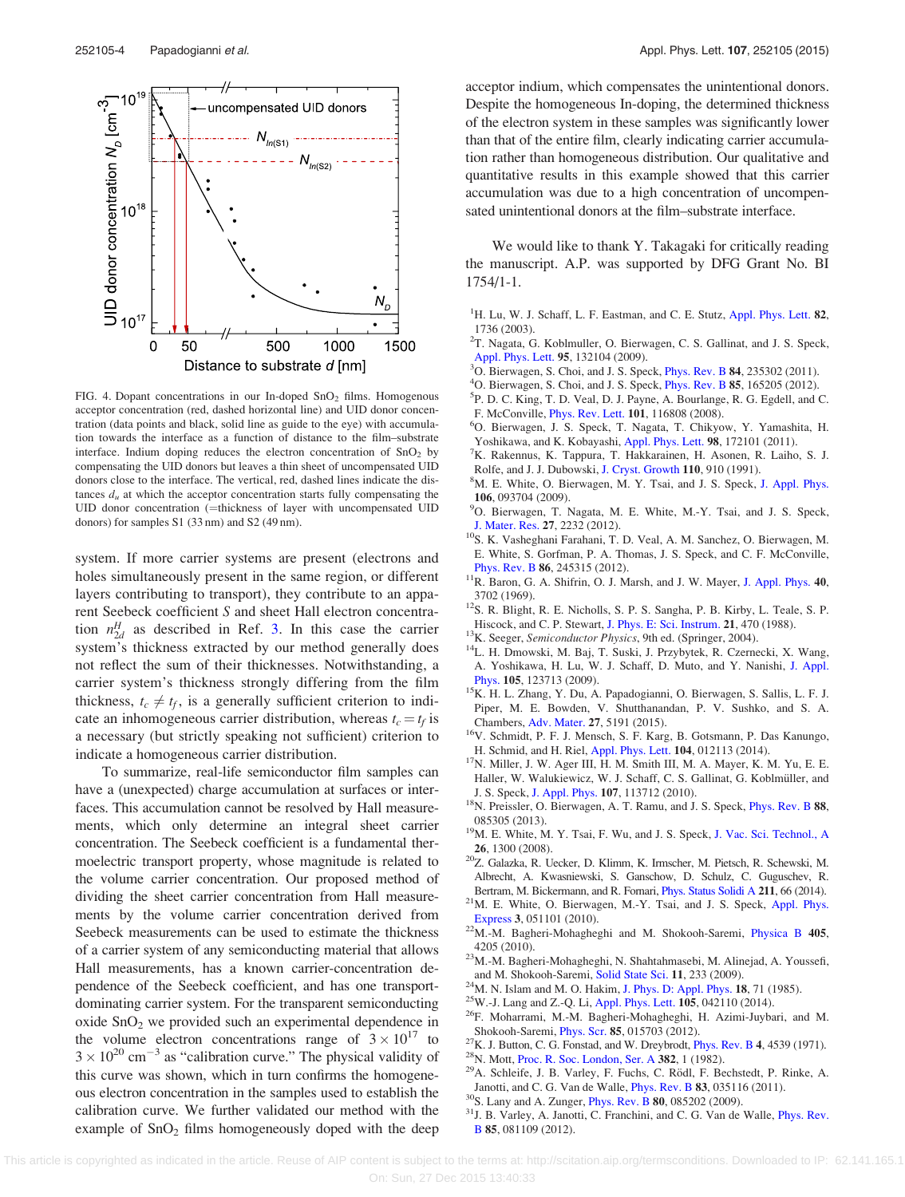$10^{19}$

$10^{18}$

$10^{17}$

UID donor concentration $N_D$ [cm$^{-3}$]

uncompensated UID donors

$N_{In(S1)}$

$N_{In(S2)}$

$N_D$

0 50 500 1000 1500

Distance to substrate $d$ [nm]

FIG. 4. Dopant concentrations in our In-doped $SnO_2$ films. Homogenous acceptor concentration (red, dashed horizontal line) and UID donor concentration (data points and black, solid line as guide to the eye) with accumulation towards the interface as a function of distance to the film–substrate interface. Indium doping reduces the electron concentration of $SnO_2$ by compensating the UID donors but leaves a thin sheet of uncompensated UID donors close to the interface. The vertical, red, dashed lines indicate the distances $d_u$ at which the acceptor concentration starts fully compensating the UID donor concentration (=thickness of layer with uncompensated UID donors) for samples S1 (33 nm) and S2 (49 nm).

system. If more carrier systems are present (electrons and holes simultaneously present in the same region, or different layers contributing to transport), they contribute to an apparent Seebeck coefficient $S$ and sheet Hall electron concentration $n_{2d}^H$ as described in Ref. 3. In this case the carrier system's thickness extracted by our method generally does not reflect the sum of their thicknesses. Notwithstanding, a carrier system's thickness strongly differing from the film thickness, $t_c \neq t_f$, is a generally sufficient criterion to indicate an inhomogeneous carrier distribution, whereas $t_c = t_f$ is a necessary (but strictly speaking not sufficient) criterion to indicate a homogeneous carrier distribution.

To summarize, real-life semiconductor film samples can have a (unexpected) charge accumulation at surfaces or interfaces. This accumulation cannot be resolved by Hall measurements, which only determine an integral sheet carrier concentration. The Seebeck coefficient is a fundamental thermoelectric transport property, whose magnitude is related to the volume carrier concentration. Our proposed method of dividing the sheet carrier concentration from Hall measurements by the volume carrier concentration derived from Seebeck measurements can be used to estimate the thickness of a carrier system of any semiconducting material that allows Hall measurements, has a known carrier-concentration dependence of the Seebeck coefficient, and has one transport-dominating carrier system. For the transparent semiconducting oxide $SnO_2$ we provided such an experimental dependence in the volume electron concentrations range of $3 \times 10^{17}$ to $3 \times 10^{20}$ cm$^{-3}$ as "calibration curve." The physical validity of this curve was shown, which in turn confirms the homogeneous electron concentration in the samples used to establish the calibration curve. We further validated our method with the example of $SnO_2$ films homogeneously doped with the deep acceptor indium, which compensates the unintentional donors. Despite the homogeneous In-doping, the determined thickness of the electron system in these samples was significantly lower than that of the entire film, clearly indicating carrier accumulation rather than homogeneous distribution. Our qualitative and quantitative results in this example showed that this carrier accumulation was due to a high concentration of uncompensated unintentional donors at the film–substrate interface.

We would like to thank Y. Takagaki for critically reading the manuscript. A.P. was supported by DFG Grant No. BI 1754/1-1.

[1] H. Lu, W. J. Schaff, L. F. Eastman, and C. E. Stutz, Appl. Phys. Lett. **82**, 1736 (2003).
[2] T. Nagata, G. Koblmuller, O. Bierwagen, C. S. Gallinat, and J. S. Speck, Appl. Phys. Lett. **95**, 132104 (2009).
[3] O. Bierwagen, S. Choi, and J. S. Speck, Phys. Rev. B **84**, 235302 (2011).
[4] O. Bierwagen, S. Choi, and J. S. Speck, Phys. Rev. B **85**, 165205 (2012).
[5] P. D. C. King, T. D. Veal, D. J. Payne, A. Bourlange, R. G. Egdell, and C. F. McConville, Phys. Rev. Lett. **101**, 116808 (2008).
[6] O. Bierwagen, J. S. Speck, T. Nagata, T. Chikyow, Y. Yamashita, H. Yoshikawa, and K. Kobayashi, Appl. Phys. Lett. **98**, 172101 (2011).
[7] K. Rakennus, K. Tappura, T. Hakkarainen, H. Asonen, R. Laiho, S. J. Rolfe, and J. J. Dubowski, J. Cryst. Growth **110**, 910 (1991).
[8] M. E. White, O. Bierwagen, M. Y. Tsai, and J. S. Speck, J. Appl. Phys. **106**, 093704 (2009).
[9] O. Bierwagen, T. Nagata, M. E. White, M.-Y. Tsai, and J. S. Speck, J. Mater. Res. **27**, 2232 (2012).
[10] S. K. Vasheghani Farahani, T. D. Veal, A. M. Sanchez, O. Bierwagen, M. E. White, S. Gorfman, P. A. Thomas, J. S. Speck, and C. F. McConville, Phys. Rev. B **86**, 245315 (2012).
[11] R. Baron, G. A. Shifrin, O. J. Marsh, and J. W. Mayer, J. Appl. Phys. **40**, 3702 (1969).
[12] S. R. Blight, R. E. Nicholls, S. P. S. Sangha, P. B. Kirby, L. Teale, S. P. Hiscock, and C. P. Stewart, J. Phys. E: Sci. Instrum. **21**, 470 (1988).
[13] K. Seeger, *Semiconductor Physics*, 9th ed. (Springer, 2004).
[14] L. H. Dmowski, M. Baj, T. Suski, J. Przybytek, R. Czernecki, X. Wang, A. Yoshikawa, H. Lu, W. J. Schaff, D. Muto, and Y. Nanishi, J. Appl. Phys. **105**, 123713 (2009).
[15] K. H. L. Zhang, Y. Du, A. Papadogianni, O. Bierwagen, S. Sallis, L. F. J. Piper, M. E. Bowden, V. Shutthanandan, P. V. Sushko, and S. A. Chambers, Adv. Mater. **27**, 5191 (2015).
[16] V. Schmidt, P. F. J. Mensch, S. F. Karg, B. Gotsmann, P. Das Kanungo, H. Schmid, and H. Riel, Appl. Phys. Lett. **104**, 012113 (2014).
[17] N. Miller, J. W. Ager III, H. M. Smith III, M. A. Mayer, K. M. Yu, E. E. Haller, W. Walukiewicz, W. J. Schaff, C. S. Gallinat, G. Koblmüller, and J. S. Speck, J. Appl. Phys. **107**, 113712 (2010).
[18] N. Preissler, O. Bierwagen, A. T. Ramu, and J. S. Speck, Phys. Rev. B **88**, 085305 (2013).
[19] M. E. White, M. Y. Tsai, F. Wu, and J. S. Speck, J. Vac. Sci. Technol., A **26**, 1300 (2008).
[20] Z. Galazka, R. Uecker, D. Klimm, K. Irmscher, M. Pietsch, R. Schewski, M. Albrecht, A. Kwasniewski, S. Ganschow, D. Schulz, C. Guguschev, R. Bertram, M. Bickermann, and R. Fornari, Phys. Status Solidi A **211**, 66 (2014).
[21] M. E. White, O. Bierwagen, M.-Y. Tsai, and J. S. Speck, Appl. Phys. Express **3**, 051101 (2010).
[22] M.-M. Bagheri-Mohagheghi and M. Shokooh-Saremi, Physica B **405**, 4205 (2010).
[23] M.-M. Bagheri-Mohagheghi, N. Shahtahmasebi, M. Alinejad, A. Youssefi, and M. Shokooh-Saremi, Solid State Sci. **11**, 233 (2009).
[24] M. N. Islam and M. O. Hakim, J. Phys. D: Appl. Phys. **18**, 71 (1985).
[25] W.-J. Lang and Z.-Q. Li, Appl. Phys. Lett. **105**, 042110 (2014).
[26] F. Moharrami, M.-M. Bagheri-Mohagheghi, H. Azimi-Juybari, and M. Shokooh-Saremi, Phys. Scr. **85**, 015703 (2012).
[27] K. J. Button, C. G. Fonstad, and W. Dreybrodt, Phys. Rev. B **4**, 4539 (1971).
[28] N. Mott, Proc. R. Soc. London, Ser. A **382**, 1 (1982).
[29] A. Schleife, J. B. Varley, F. Fuchs, C. Rödl, F. Bechstedt, P. Rinke, A. Janotti, and C. G. Van de Walle, Phys. Rev. B **83**, 035116 (2011).
[30] S. Lany and A. Zunger, Phys. Rev. B **80**, 085202 (2009).
[31] J. B. Varley, A. Janotti, C. Franchini, and C. G. Van de Walle, Phys. Rev. B **85**, 081109 (2012).